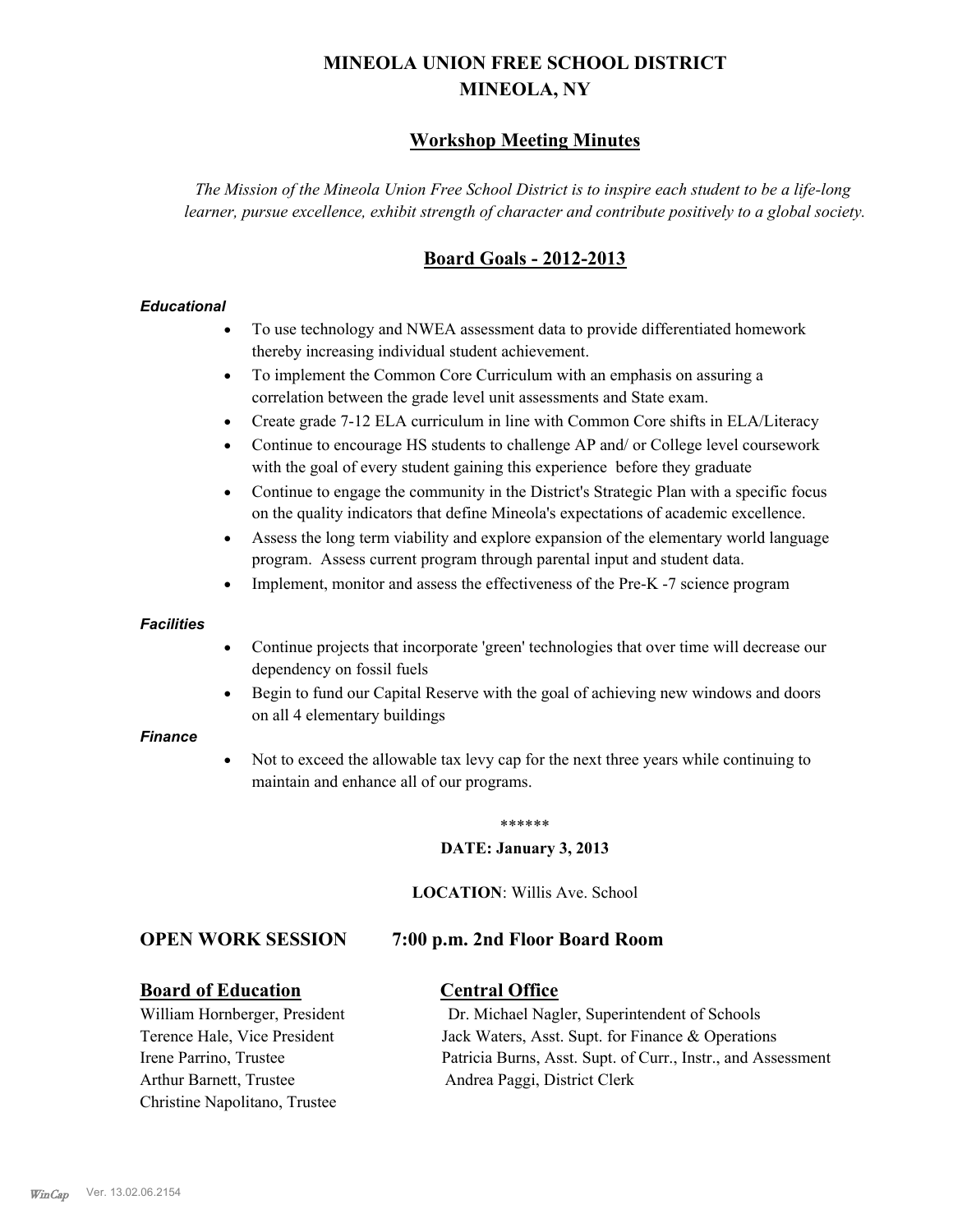# MINEOLA UNION FREE SCHOOL DISTRICT
# MINEOLA, NY

## Workshop Meeting Minutes

*The Mission of the Mineola Union Free School District is to inspire each student to be a life-long learner, pursue excellence, exhibit strength of character and contribute positively to a global society.*

## Board Goals - 2012-2013

***Educational***

- To use technology and NWEA assessment data to provide differentiated homework thereby increasing individual student achievement.
- To implement the Common Core Curriculum with an emphasis on assuring a correlation between the grade level unit assessments and State exam.
- Create grade 7-12 ELA curriculum in line with Common Core shifts in ELA/Literacy
- Continue to encourage HS students to challenge AP and/ or College level coursework with the goal of every student gaining this experience before they graduate
- Continue to engage the community in the District's Strategic Plan with a specific focus on the quality indicators that define Mineola's expectations of academic excellence.
- Assess the long term viability and explore expansion of the elementary world language program. Assess current program through parental input and student data.
- Implement, monitor and assess the effectiveness of the Pre-K -7 science program

***Facilities***

- Continue projects that incorporate 'green' technologies that over time will decrease our dependency on fossil fuels
- Begin to fund our Capital Reserve with the goal of achieving new windows and doors on all 4 elementary buildings

***Finance***

- Not to exceed the allowable tax levy cap for the next three years while continuing to maintain and enhance all of our programs.

******

**DATE: January 3, 2013**

**LOCATION**: Willis Ave. School

**OPEN WORK SESSION 7:00 p.m. 2nd Floor Board Room**

**Board of Education**

William Hornberger, President
Terence Hale, Vice President
Irene Parrino, Trustee
Arthur Barnett, Trustee
Christine Napolitano, Trustee

**Central Office**

Dr. Michael Nagler, Superintendent of Schools
Jack Waters, Asst. Supt. for Finance & Operations
Patricia Burns, Asst. Supt. of Curr., Instr., and Assessment
Andrea Paggi, District Clerk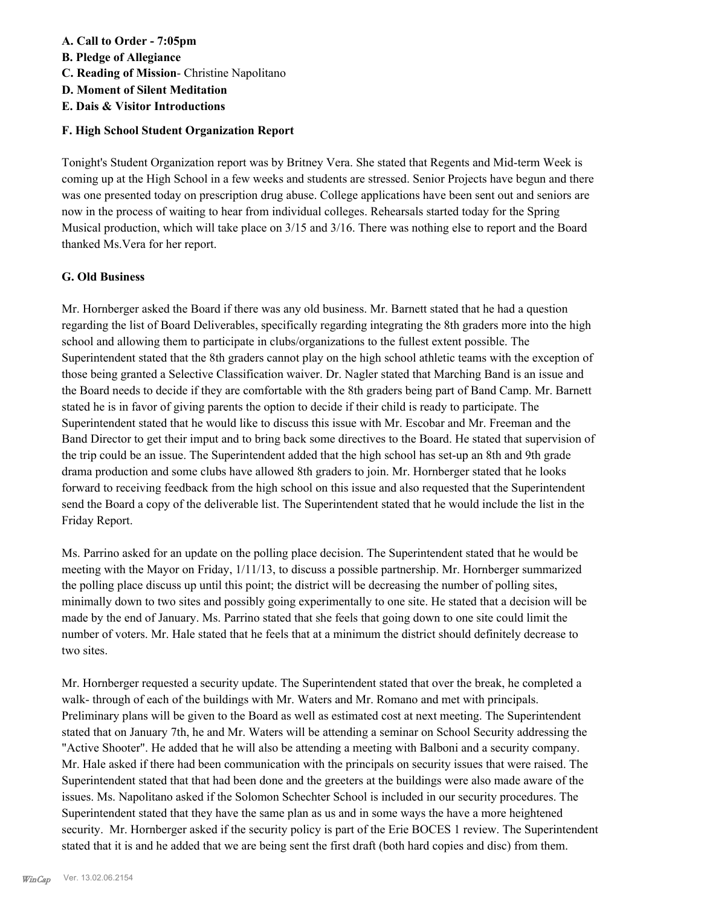**A. Call to Order - 7:05pm**

**B. Pledge of Allegiance**

**C. Reading of Mission**- Christine Napolitano

**D. Moment of Silent Meditation**

**E. Dais & Visitor Introductions**

**F. High School Student Organization Report**

Tonight's Student Organization report was by Britney Vera. She stated that Regents and Mid-term Week is coming up at the High School in a few weeks and students are stressed. Senior Projects have begun and there was one presented today on prescription drug abuse. College applications have been sent out and seniors are now in the process of waiting to hear from individual colleges. Rehearsals started today for the Spring Musical production, which will take place on 3/15 and 3/16. There was nothing else to report and the Board thanked Ms.Vera for her report.

**G. Old Business**

Mr. Hornberger asked the Board if there was any old business. Mr. Barnett stated that he had a question regarding the list of Board Deliverables, specifically regarding integrating the 8th graders more into the high school and allowing them to participate in clubs/organizations to the fullest extent possible. The Superintendent stated that the 8th graders cannot play on the high school athletic teams with the exception of those being granted a Selective Classification waiver. Dr. Nagler stated that Marching Band is an issue and the Board needs to decide if they are comfortable with the 8th graders being part of Band Camp. Mr. Barnett stated he is in favor of giving parents the option to decide if their child is ready to participate. The Superintendent stated that he would like to discuss this issue with Mr. Escobar and Mr. Freeman and the Band Director to get their imput and to bring back some directives to the Board. He stated that supervision of the trip could be an issue. The Superintendent added that the high school has set-up an 8th and 9th grade drama production and some clubs have allowed 8th graders to join. Mr. Hornberger stated that he looks forward to receiving feedback from the high school on this issue and also requested that the Superintendent send the Board a copy of the deliverable list. The Superintendent stated that he would include the list in the Friday Report.

Ms. Parrino asked for an update on the polling place decision. The Superintendent stated that he would be meeting with the Mayor on Friday, 1/11/13, to discuss a possible partnership. Mr. Hornberger summarized the polling place discuss up until this point; the district will be decreasing the number of polling sites, minimally down to two sites and possibly going experimentally to one site. He stated that a decision will be made by the end of January. Ms. Parrino stated that she feels that going down to one site could limit the number of voters. Mr. Hale stated that he feels that at a minimum the district should definitely decrease to two sites.

Mr. Hornberger requested a security update. The Superintendent stated that over the break, he completed a walk- through of each of the buildings with Mr. Waters and Mr. Romano and met with principals. Preliminary plans will be given to the Board as well as estimated cost at next meeting. The Superintendent stated that on January 7th, he and Mr. Waters will be attending a seminar on School Security addressing the "Active Shooter". He added that he will also be attending a meeting with Balboni and a security company. Mr. Hale asked if there had been communication with the principals on security issues that were raised. The Superintendent stated that that had been done and the greeters at the buildings were also made aware of the issues. Ms. Napolitano asked if the Solomon Schechter School is included in our security procedures. The Superintendent stated that they have the same plan as us and in some ways the have a more heightened security. Mr. Hornberger asked if the security policy is part of the Erie BOCES 1 review. The Superintendent stated that it is and he added that we are being sent the first draft (both hard copies and disc) from them.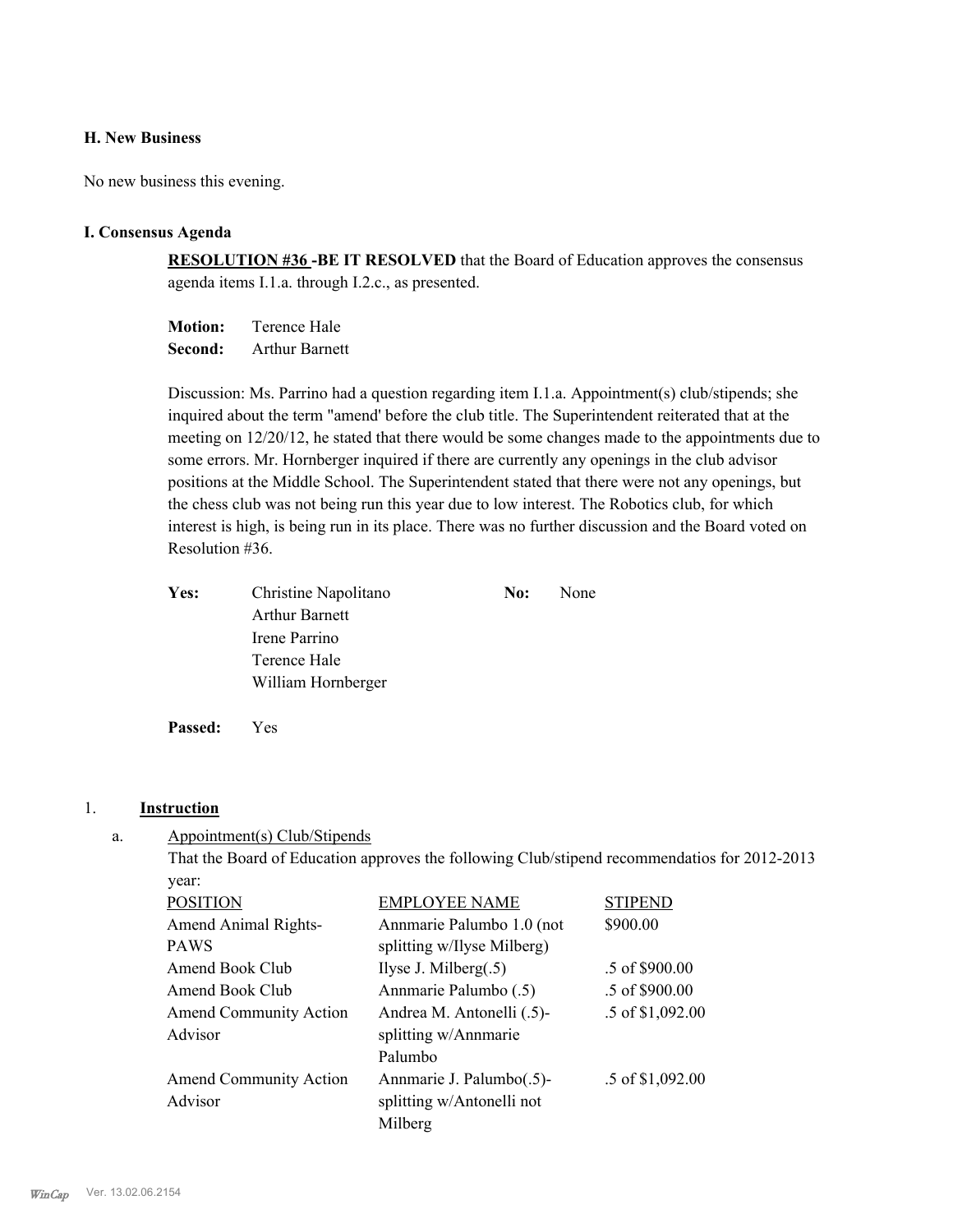## H. New Business

No new business this evening.

## I. Consensus Agenda

**RESOLUTION #36 -BE IT RESOLVED** that the Board of Education approves the consensus agenda items I.1.a. through I.2.c., as presented.

**Motion:** Terence Hale
**Second:** Arthur Barnett

Discussion: Ms. Parrino had a question regarding item I.1.a. Appointment(s) club/stipends; she inquired about the term "amend' before the club title. The Superintendent reiterated that at the meeting on 12/20/12, he stated that there would be some changes made to the appointments due to some errors. Mr. Hornberger inquired if there are currently any openings in the club advisor positions at the Middle School. The Superintendent stated that there were not any openings, but the chess club was not being run this year due to low interest. The Robotics club, for which interest is high, is being run in its place. There was no further discussion and the Board voted on Resolution #36.

**Yes:** Christine Napolitano, Arthur Barnett, Irene Parrino, Terence Hale, William Hornberger

**No:** None

**Passed:** Yes

1. **Instruction**

a. Appointment(s) Club/Stipends

That the Board of Education approves the following Club/stipend recommendatios for 2012-2013 year:

| POSITION | EMPLOYEE NAME | STIPEND |
|---|---|---|
| Amend Animal Rights-PAWS | Annmarie Palumbo 1.0 (not splitting w/Ilyse Milberg) | $900.00 |
| Amend Book Club | Ilyse J. Milberg(.5) | .5 of $900.00 |
| Amend Book Club | Annmarie Palumbo (.5) | .5 of $900.00 |
| Amend Community Action Advisor | Andrea M. Antonelli (.5)-splitting w/Annmarie Palumbo | .5 of $1,092.00 |
| Amend Community Action Advisor | Annmarie J. Palumbo(.5)-splitting w/Antonelli not Milberg | .5 of $1,092.00 |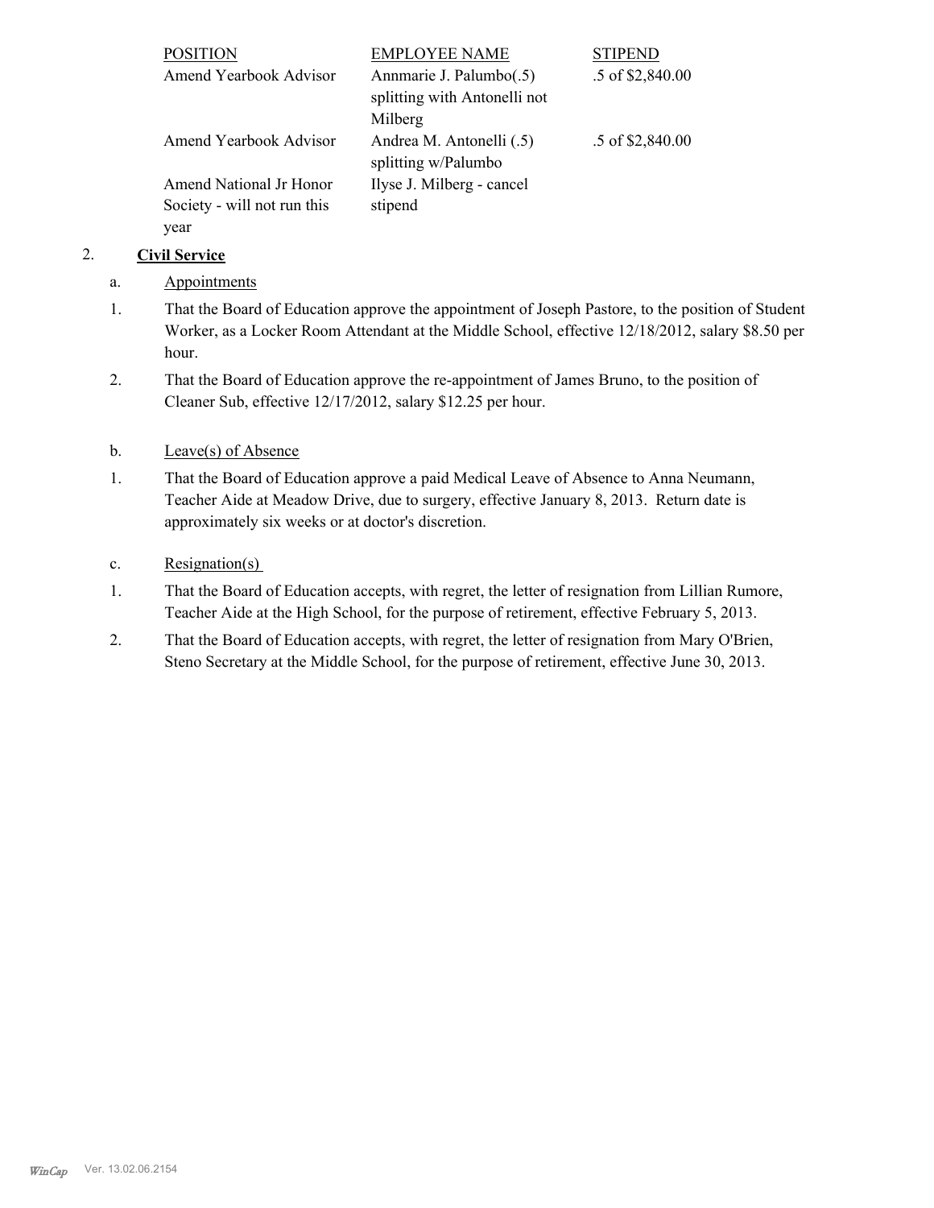| POSITION | EMPLOYEE NAME | STIPEND |
| --- | --- | --- |
| Amend Yearbook Advisor | Annmarie J. Palumbo(.5) splitting with Antonelli not Milberg | .5 of $2,840.00 |
| Amend Yearbook Advisor | Andrea M. Antonelli (.5) splitting w/Palumbo | .5 of $2,840.00 |
| Amend National Jr Honor Society - will not run this year | Ilyse J. Milberg - cancel stipend | |

2. **Civil Service**

a. Appointments

1. That the Board of Education approve the appointment of Joseph Pastore, to the position of Student Worker, as a Locker Room Attendant at the Middle School, effective 12/18/2012, salary $8.50 per hour.

2. That the Board of Education approve the re-appointment of James Bruno, to the position of Cleaner Sub, effective 12/17/2012, salary $12.25 per hour.

b. Leave(s) of Absence

1. That the Board of Education approve a paid Medical Leave of Absence to Anna Neumann, Teacher Aide at Meadow Drive, due to surgery, effective January 8, 2013. Return date is approximately six weeks or at doctor's discretion.

c. Resignation(s)

1. That the Board of Education accepts, with regret, the letter of resignation from Lillian Rumore, Teacher Aide at the High School, for the purpose of retirement, effective February 5, 2013.

2. That the Board of Education accepts, with regret, the letter of resignation from Mary O'Brien, Steno Secretary at the Middle School, for the purpose of retirement, effective June 30, 2013.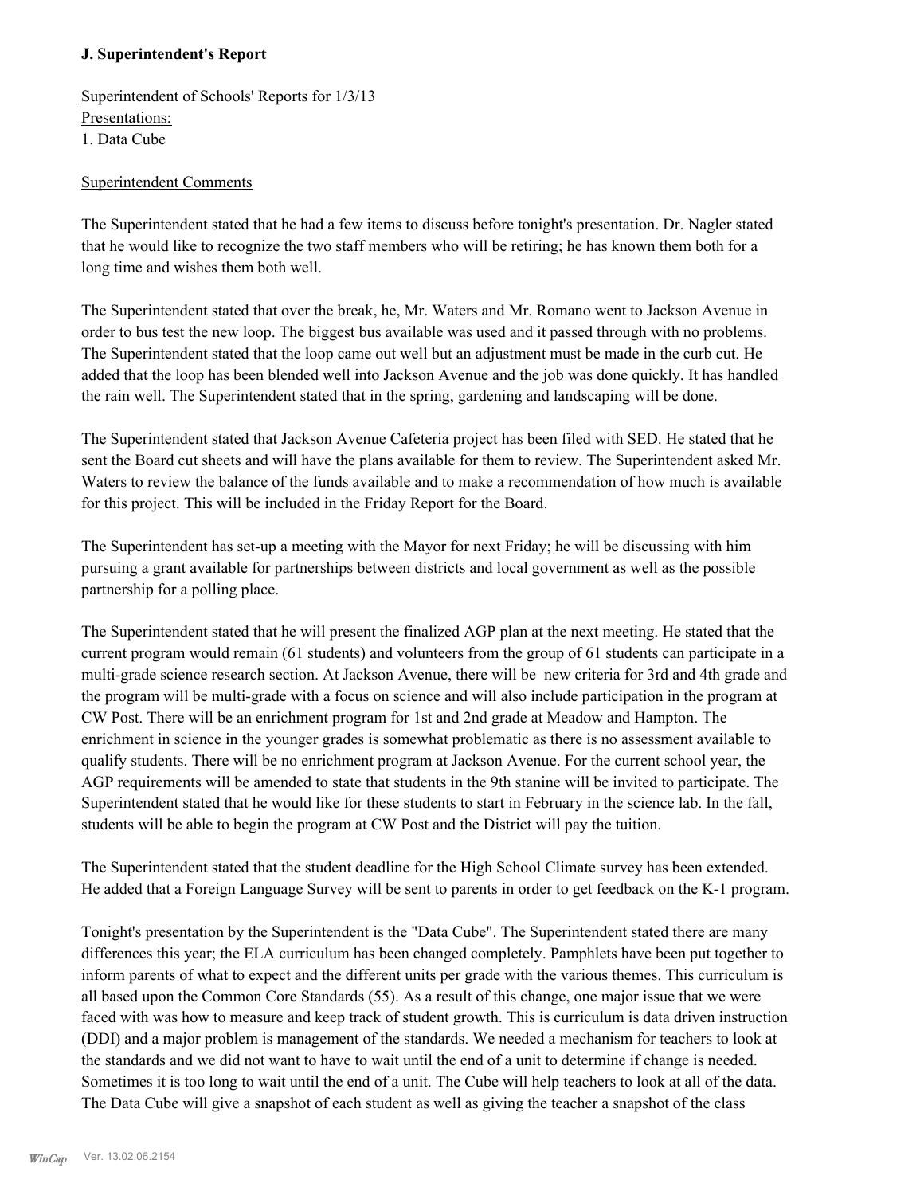**J. Superintendent's Report**

Superintendent of Schools' Reports for 1/3/13
Presentations:
1. Data Cube

Superintendent Comments

The Superintendent stated that he had a few items to discuss before tonight's presentation. Dr. Nagler stated that he would like to recognize the two staff members who will be retiring; he has known them both for a long time and wishes them both well.

The Superintendent stated that over the break, he, Mr. Waters and Mr. Romano went to Jackson Avenue in order to bus test the new loop. The biggest bus available was used and it passed through with no problems. The Superintendent stated that the loop came out well but an adjustment must be made in the curb cut. He added that the loop has been blended well into Jackson Avenue and the job was done quickly. It has handled the rain well. The Superintendent stated that in the spring, gardening and landscaping will be done.

The Superintendent stated that Jackson Avenue Cafeteria project has been filed with SED. He stated that he sent the Board cut sheets and will have the plans available for them to review. The Superintendent asked Mr. Waters to review the balance of the funds available and to make a recommendation of how much is available for this project. This will be included in the Friday Report for the Board.

The Superintendent has set-up a meeting with the Mayor for next Friday; he will be discussing with him pursuing a grant available for partnerships between districts and local government as well as the possible partnership for a polling place.

The Superintendent stated that he will present the finalized AGP plan at the next meeting. He stated that the current program would remain (61 students) and volunteers from the group of 61 students can participate in a multi-grade science research section. At Jackson Avenue, there will be new criteria for 3rd and 4th grade and the program will be multi-grade with a focus on science and will also include participation in the program at CW Post. There will be an enrichment program for 1st and 2nd grade at Meadow and Hampton. The enrichment in science in the younger grades is somewhat problematic as there is no assessment available to qualify students. There will be no enrichment program at Jackson Avenue. For the current school year, the AGP requirements will be amended to state that students in the 9th stanine will be invited to participate. The Superintendent stated that he would like for these students to start in February in the science lab. In the fall, students will be able to begin the program at CW Post and the District will pay the tuition.

The Superintendent stated that the student deadline for the High School Climate survey has been extended. He added that a Foreign Language Survey will be sent to parents in order to get feedback on the K-1 program.

Tonight's presentation by the Superintendent is the "Data Cube". The Superintendent stated there are many differences this year; the ELA curriculum has been changed completely. Pamphlets have been put together to inform parents of what to expect and the different units per grade with the various themes. This curriculum is all based upon the Common Core Standards (55). As a result of this change, one major issue that we were faced with was how to measure and keep track of student growth. This is curriculum is data driven instruction (DDI) and a major problem is management of the standards. We needed a mechanism for teachers to look at the standards and we did not want to have to wait until the end of a unit to determine if change is needed. Sometimes it is too long to wait until the end of a unit. The Cube will help teachers to look at all of the data. The Data Cube will give a snapshot of each student as well as giving the teacher a snapshot of the class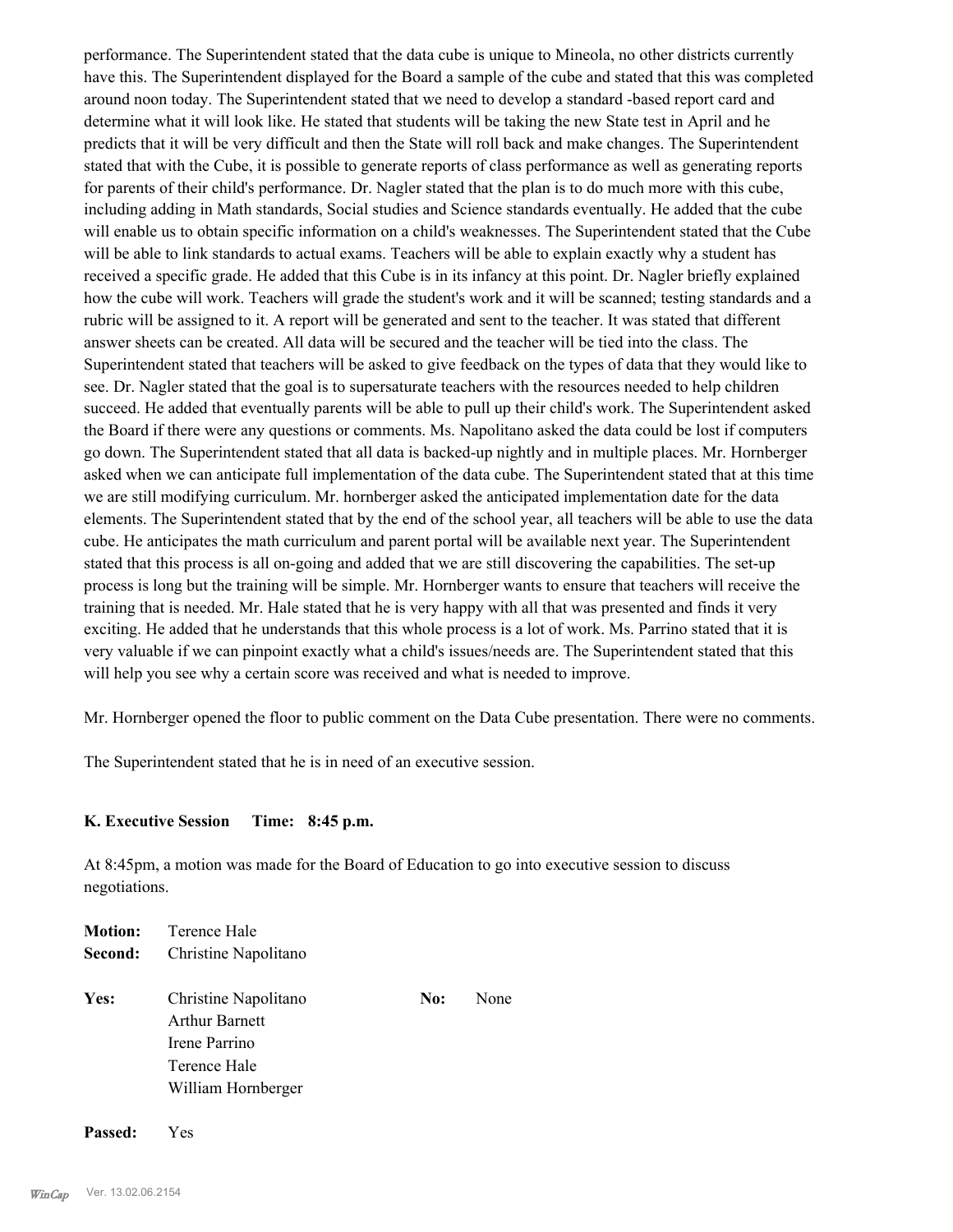performance. The Superintendent stated that the data cube is unique to Mineola, no other districts currently have this. The Superintendent displayed for the Board a sample of the cube and stated that this was completed around noon today. The Superintendent stated that we need to develop a standard -based report card and determine what it will look like. He stated that students will be taking the new State test in April and he predicts that it will be very difficult and then the State will roll back and make changes. The Superintendent stated that with the Cube, it is possible to generate reports of class performance as well as generating reports for parents of their child's performance. Dr. Nagler stated that the plan is to do much more with this cube, including adding in Math standards, Social studies and Science standards eventually. He added that the cube will enable us to obtain specific information on a child's weaknesses. The Superintendent stated that the Cube will be able to link standards to actual exams. Teachers will be able to explain exactly why a student has received a specific grade. He added that this Cube is in its infancy at this point. Dr. Nagler briefly explained how the cube will work. Teachers will grade the student's work and it will be scanned; testing standards and a rubric will be assigned to it. A report will be generated and sent to the teacher. It was stated that different answer sheets can be created. All data will be secured and the teacher will be tied into the class. The Superintendent stated that teachers will be asked to give feedback on the types of data that they would like to see. Dr. Nagler stated that the goal is to supersaturate teachers with the resources needed to help children succeed. He added that eventually parents will be able to pull up their child's work. The Superintendent asked the Board if there were any questions or comments. Ms. Napolitano asked the data could be lost if computers go down. The Superintendent stated that all data is backed-up nightly and in multiple places. Mr. Hornberger asked when we can anticipate full implementation of the data cube. The Superintendent stated that at this time we are still modifying curriculum. Mr. hornberger asked the anticipated implementation date for the data elements. The Superintendent stated that by the end of the school year, all teachers will be able to use the data cube. He anticipates the math curriculum and parent portal will be available next year. The Superintendent stated that this process is all on-going and added that we are still discovering the capabilities. The set-up process is long but the training will be simple. Mr. Hornberger wants to ensure that teachers will receive the training that is needed. Mr. Hale stated that he is very happy with all that was presented and finds it very exciting. He added that he understands that this whole process is a lot of work. Ms. Parrino stated that it is very valuable if we can pinpoint exactly what a child's issues/needs are. The Superintendent stated that this will help you see why a certain score was received and what is needed to improve.

Mr. Hornberger opened the floor to public comment on the Data Cube presentation. There were no comments.

The Superintendent stated that he is in need of an executive session.

**K. Executive Session Time: 8:45 p.m.**

At 8:45pm, a motion was made for the Board of Education to go into executive session to discuss negotiations.

**Motion:** Terence Hale
**Second:** Christine Napolitano

**Yes:** Christine Napolitano, Arthur Barnett, Irene Parrino, Terence Hale, William Hornberger
**No:** None

**Passed:** Yes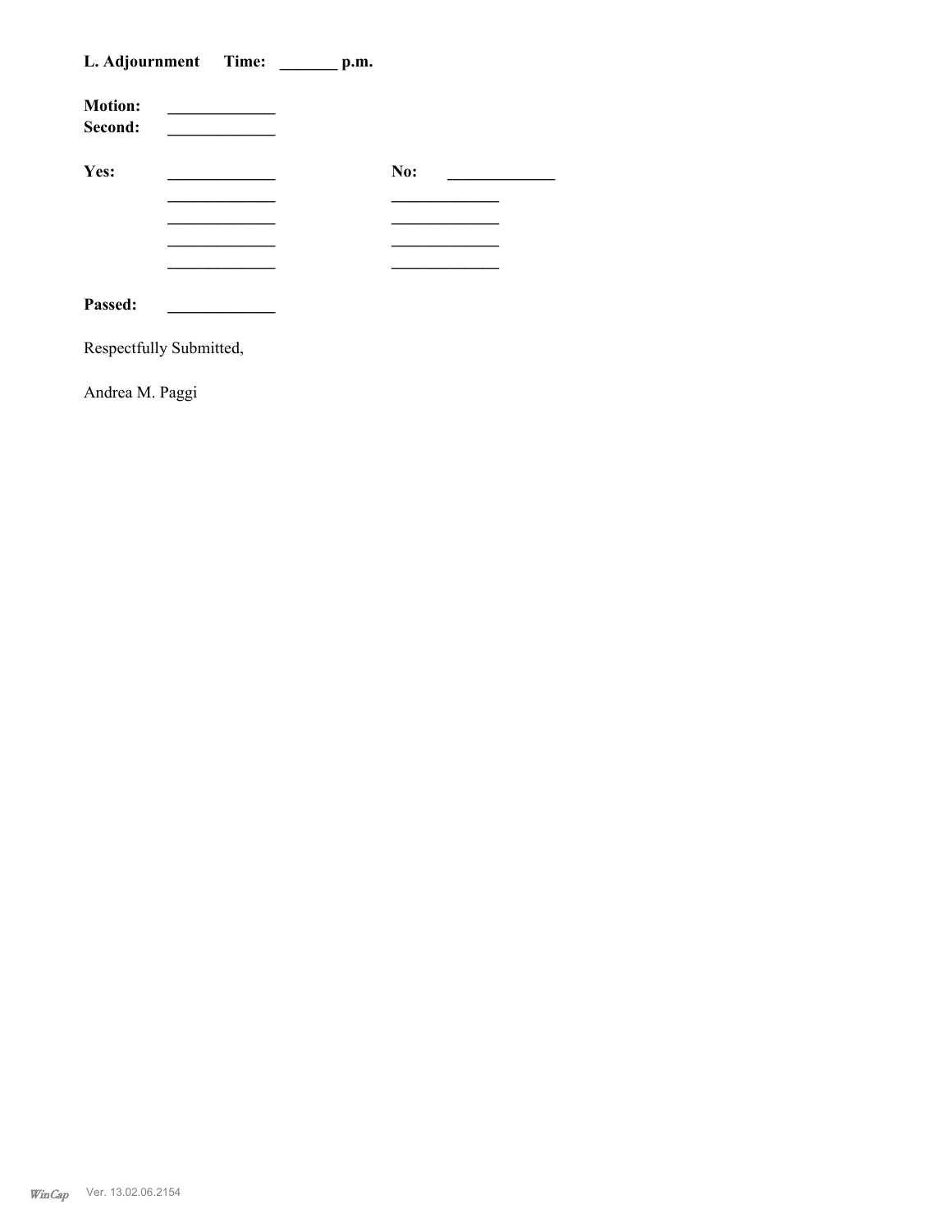**L. Adjournment Time: _______ p.m.**

**Motion:** _____________
**Second:** _____________

| | | | |
|---|---|---|---|
| **Yes:** | _____________ | **No:** | _____________ |
| | _____________ | | _____________ |
| | _____________ | | _____________ |
| | _____________ | | _____________ |
| | _____________ | | _____________ |

**Passed:** _____________

Respectfully Submitted,

Andrea M. Paggi